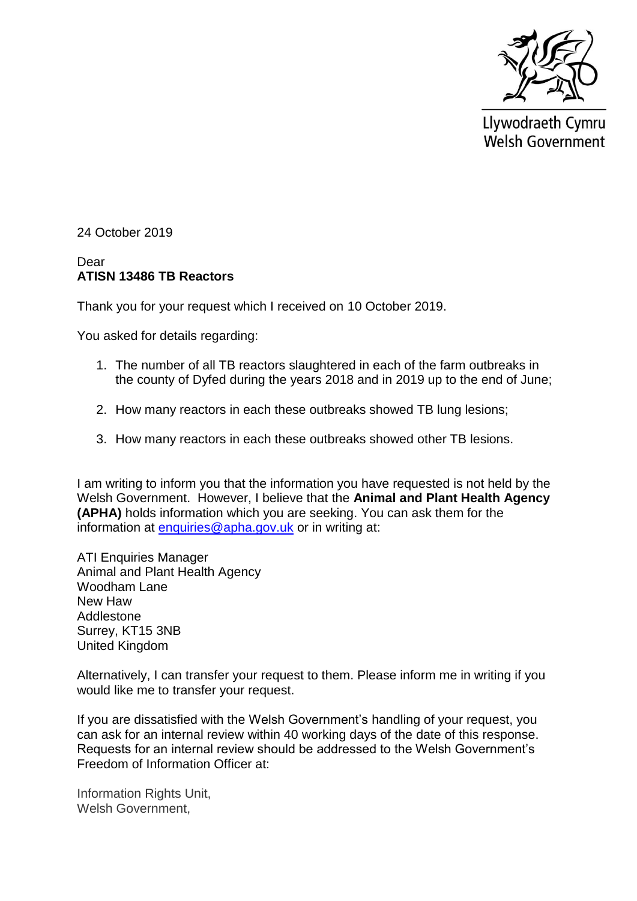Llywodraeth Cymru
Welsh Government

24 October 2019

Dear
**ATISN 13486 TB Reactors**

Thank you for your request which I received on 10 October 2019.

You asked for details regarding:

1. The number of all TB reactors slaughtered in each of the farm outbreaks in the county of Dyfed during the years 2018 and in 2019 up to the end of June;
2. How many reactors in each these outbreaks showed TB lung lesions;
3. How many reactors in each these outbreaks showed other TB lesions.

I am writing to inform you that the information you have requested is not held by the Welsh Government. However, I believe that the **Animal and Plant Health Agency (APHA)** holds information which you are seeking. You can ask them for the information at enquiries@apha.gov.uk or in writing at:

ATI Enquiries Manager
Animal and Plant Health Agency
Woodham Lane
New Haw
Addlestone
Surrey, KT15 3NB
United Kingdom

Alternatively, I can transfer your request to them. Please inform me in writing if you would like me to transfer your request.

If you are dissatisfied with the Welsh Government's handling of your request, you can ask for an internal review within 40 working days of the date of this response. Requests for an internal review should be addressed to the Welsh Government's Freedom of Information Officer at:

Information Rights Unit,
Welsh Government,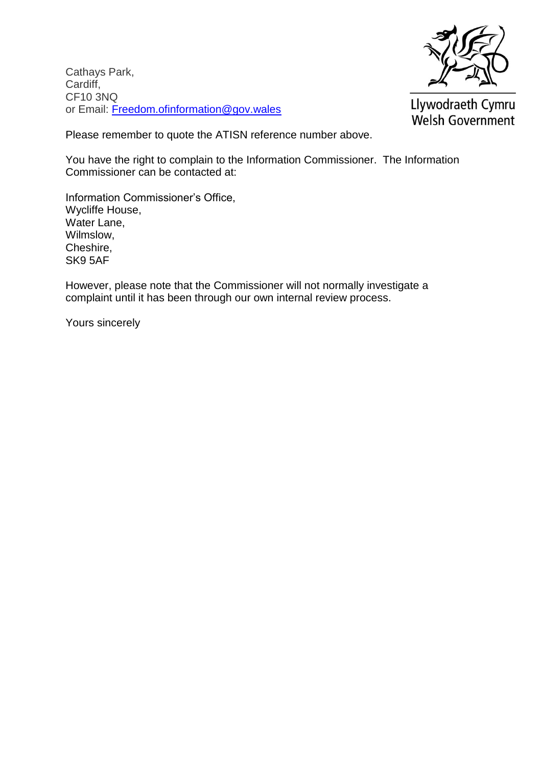Cathays Park,
Cardiff,
CF10 3NQ
or Email: [Freedom.ofinformation@gov.wales](mailto:Freedom.ofinformation@gov.wales)

Llywodraeth Cymru
Welsh Government

Please remember to quote the ATISN reference number above.

You have the right to complain to the Information Commissioner. The Information Commissioner can be contacted at:

Information Commissioner's Office,
Wycliffe House,
Water Lane,
Wilmslow,
Cheshire,
SK9 5AF

However, please note that the Commissioner will not normally investigate a complaint until it has been through our own internal review process.

Yours sincerely